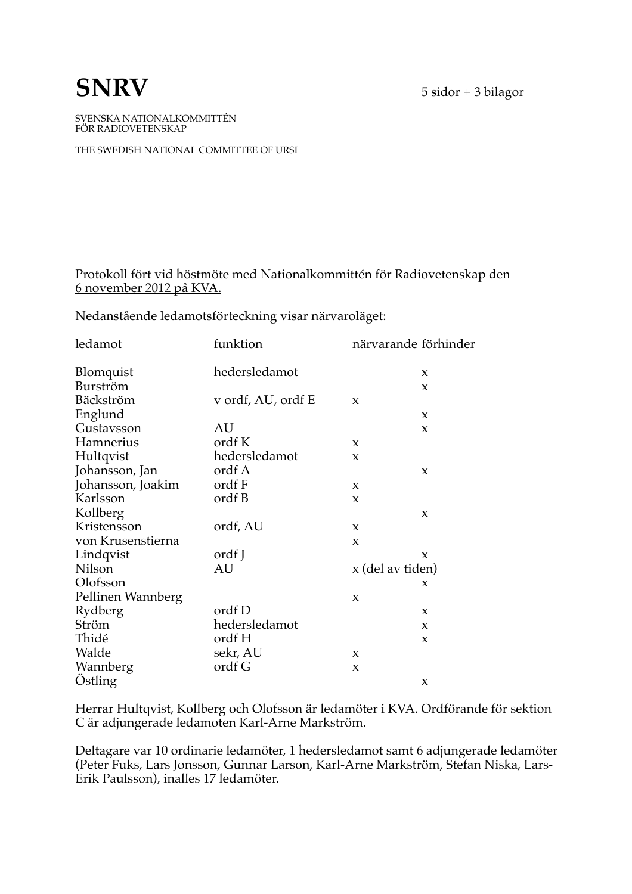# SNRV

5 sidor + 3 bilagor

SVENSKA NATIONALKOMMITTÉN
FÖR RADIOVETENSKAP

THE SWEDISH NATIONAL COMMITTEE OF URSI

Protokoll fört vid höstmöte med Nationalkommittén för Radiovetenskap den 6 november 2012 på KVA.

Nedanstående ledamotsförteckning visar närvaroläget:

| ledamot | funktion | närvarande | förhinder |
|---|---|---|---|
| Blomquist | hedersledamot | | x |
| Burström | | | x |
| Bäckström | v ordf, AU, ordf E | x | |
| Englund | | | x |
| Gustavsson | AU | | x |
| Hamnerius | ordf K | x | |
| Hultqvist | hedersledamot | x | |
| Johansson, Jan | ordf A | | x |
| Johansson, Joakim | ordf F | x | |
| Karlsson | ordf B | x | |
| Kollberg | | | x |
| Kristensson | ordf, AU | x | |
| von Krusenstierna | | x | |
| Lindqvist | ordf J | | x |
| Nilson | AU | x (del av tiden) | |
| Olofsson | | | x |
| Pellinen Wannberg | | x | |
| Rydberg | ordf D | | x |
| Ström | hedersledamot | | x |
| Thidé | ordf H | | x |
| Walde | sekr, AU | x | |
| Wannberg | ordf G | x | |
| Östling | | | x |

Herrar Hultqvist, Kollberg och Olofsson är ledamöter i KVA. Ordförande för sektion C är adjungerade ledamoten Karl-Arne Markström.

Deltagare var 10 ordinarie ledamöter, 1 hedersledamot samt 6 adjungerade ledamöter (Peter Fuks, Lars Jonsson, Gunnar Larson, Karl-Arne Markström, Stefan Niska, Lars-Erik Paulsson), inalles 17 ledamöter.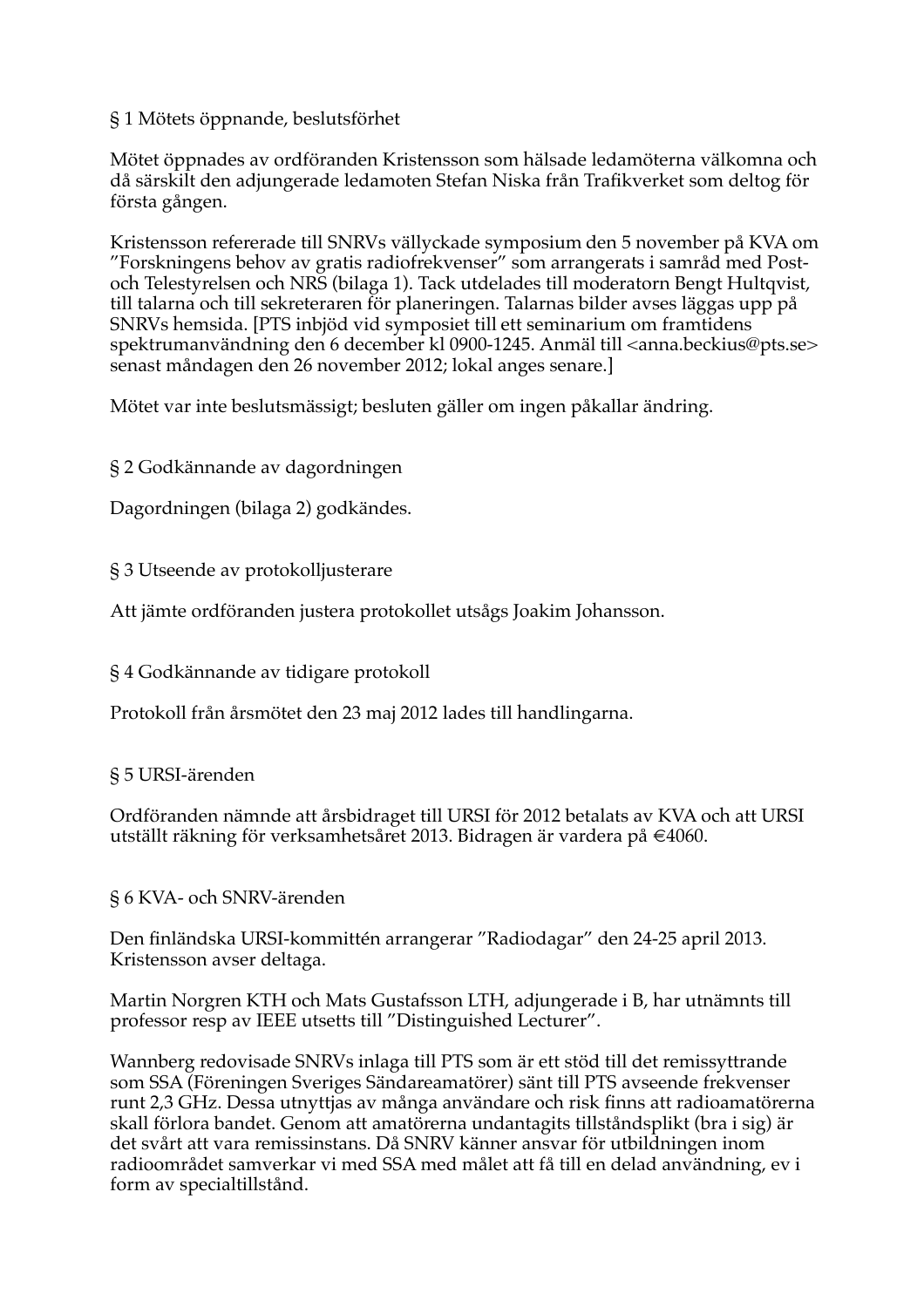## § 1 Mötets öppnande, beslutsförhet

Mötet öppnades av ordföranden Kristensson som hälsade ledamöterna välkomna och då särskilt den adjungerade ledamoten Stefan Niska från Trafikverket som deltog för första gången.

Kristensson refererade till SNRVs vällyckade symposium den 5 november på KVA om "Forskningens behov av gratis radiofrekvenser" som arrangerats i samråd med Post- och Telestyrelsen och NRS (bilaga 1). Tack utdelades till moderatorn Bengt Hultqvist, till talarna och till sekreteraren för planeringen. Talarnas bilder avses läggas upp på SNRVs hemsida. [PTS inbjöd vid symposiet till ett seminarium om framtidens spektrumanvändning den 6 december kl 0900-1245. Anmäl till <anna.beckius@pts.se> senast måndagen den 26 november 2012; lokal anges senare.]

Mötet var inte beslutsmässigt; besluten gäller om ingen påkallar ändring.

## § 2 Godkännande av dagordningen

Dagordningen (bilaga 2) godkändes.

## § 3 Utseende av protokolljusterare

Att jämte ordföranden justera protokollet utsågs Joakim Johansson.

## § 4 Godkännande av tidigare protokoll

Protokoll från årsmötet den 23 maj 2012 lades till handlingarna.

## § 5 URSI-ärenden

Ordföranden nämnde att årsbidraget till URSI för 2012 betalats av KVA och att URSI utställt räkning för verksamhetsåret 2013. Bidragen är vardera på €4060.

## § 6 KVA- och SNRV-ärenden

Den finländska URSI-kommittén arrangerar "Radiodagar" den 24-25 april 2013. Kristensson avser deltaga.

Martin Norgren KTH och Mats Gustafsson LTH, adjungerade i B, har utnämnts till professor resp av IEEE utsetts till "Distinguished Lecturer".

Wannberg redovisade SNRVs inlaga till PTS som är ett stöd till det remissyttrande som SSA (Föreningen Sveriges Sändareamatörer) sänt till PTS avseende frekvenser runt 2,3 GHz. Dessa utnyttjas av många användare och risk finns att radioamatörerna skall förlora bandet. Genom att amatörerna undantagits tillståndsplikt (bra i sig) är det svårt att vara remissinstans. Då SNRV känner ansvar för utbildningen inom radioområdet samverkar vi med SSA med målet att få till en delad användning, ev i form av specialtillstånd.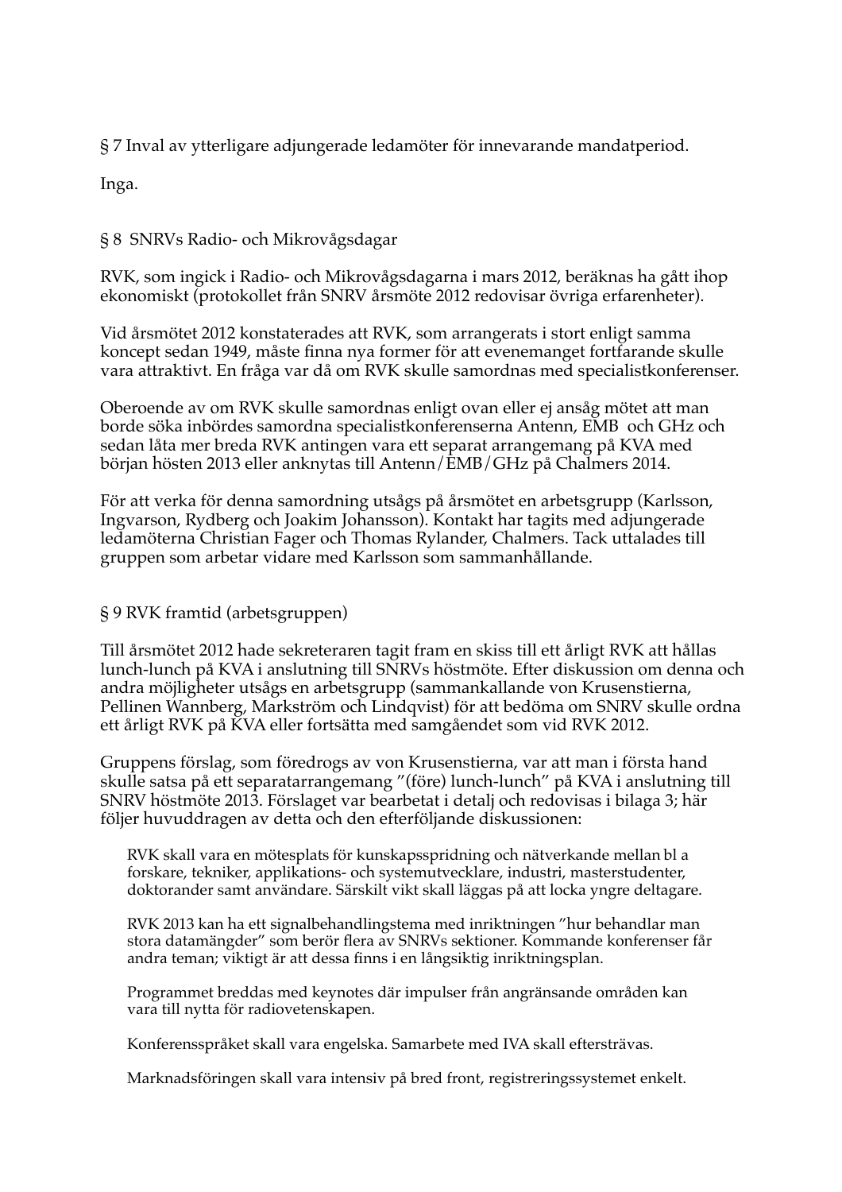§ 7 Inval av ytterligare adjungerade ledamöter för innevarande mandatperiod.

Inga.

§ 8 SNRVs Radio- och Mikrovågsdagar

RVK, som ingick i Radio- och Mikrovågsdagarna i mars 2012, beräknas ha gått ihop ekonomiskt (protokollet från SNRV årsmöte 2012 redovisar övriga erfarenheter).

Vid årsmötet 2012 konstaterades att RVK, som arrangerats i stort enligt samma koncept sedan 1949, måste finna nya former för att evenemanget fortfarande skulle vara attraktivt. En fråga var då om RVK skulle samordnas med specialistkonferenser.

Oberoende av om RVK skulle samordnas enligt ovan eller ej ansåg mötet att man borde söka inbördes samordna specialistkonferenserna Antenn, EMB och GHz och sedan låta mer breda RVK antingen vara ett separat arrangemang på KVA med början hösten 2013 eller anknytas till Antenn/EMB/GHz på Chalmers 2014.

För att verka för denna samordning utsågs på årsmötet en arbetsgrupp (Karlsson, Ingvarson, Rydberg och Joakim Johansson). Kontakt har tagits med adjungerade ledamöterna Christian Fager och Thomas Rylander, Chalmers. Tack uttalades till gruppen som arbetar vidare med Karlsson som sammanhållande.

§ 9 RVK framtid (arbetsgruppen)

Till årsmötet 2012 hade sekreteraren tagit fram en skiss till ett årligt RVK att hållas lunch-lunch på KVA i anslutning till SNRVs höstmöte. Efter diskussion om denna och andra möjligheter utsågs en arbetsgrupp (sammankallande von Krusenstierna, Pellinen Wannberg, Markström och Lindqvist) för att bedöma om SNRV skulle ordna ett årligt RVK på KVA eller fortsätta med samgåendet som vid RVK 2012.

Gruppens förslag, som föredrogs av von Krusenstierna, var att man i första hand skulle satsa på ett separatarrangemang ”(före) lunch-lunch” på KVA i anslutning till SNRV höstmöte 2013. Förslaget var bearbetat i detalj och redovisas i bilaga 3; här följer huvuddragen av detta och den efterföljande diskussionen:

> RVK skall vara en mötesplats för kunskapsspridning och nätverkande mellan bl a forskare, tekniker, applikations- och systemutvecklare, industri, masterstudenter, doktorander samt användare. Särskilt vikt skall läggas på att locka yngre deltagare.
>
> RVK 2013 kan ha ett signalbehandlingstema med inriktningen ”hur behandlar man stora datamängder” som berör flera av SNRVs sektioner. Kommande konferenser får andra teman; viktigt är att dessa finns i en långsiktig inriktningsplan.
>
> Programmet breddas med keynotes där impulser från angränsande områden kan vara till nytta för radiovetenskapen.
>
> Konferensspråket skall vara engelska. Samarbete med IVA skall eftersträvas.
>
> Marknadsföringen skall vara intensiv på bred front, registreringssystemet enkelt.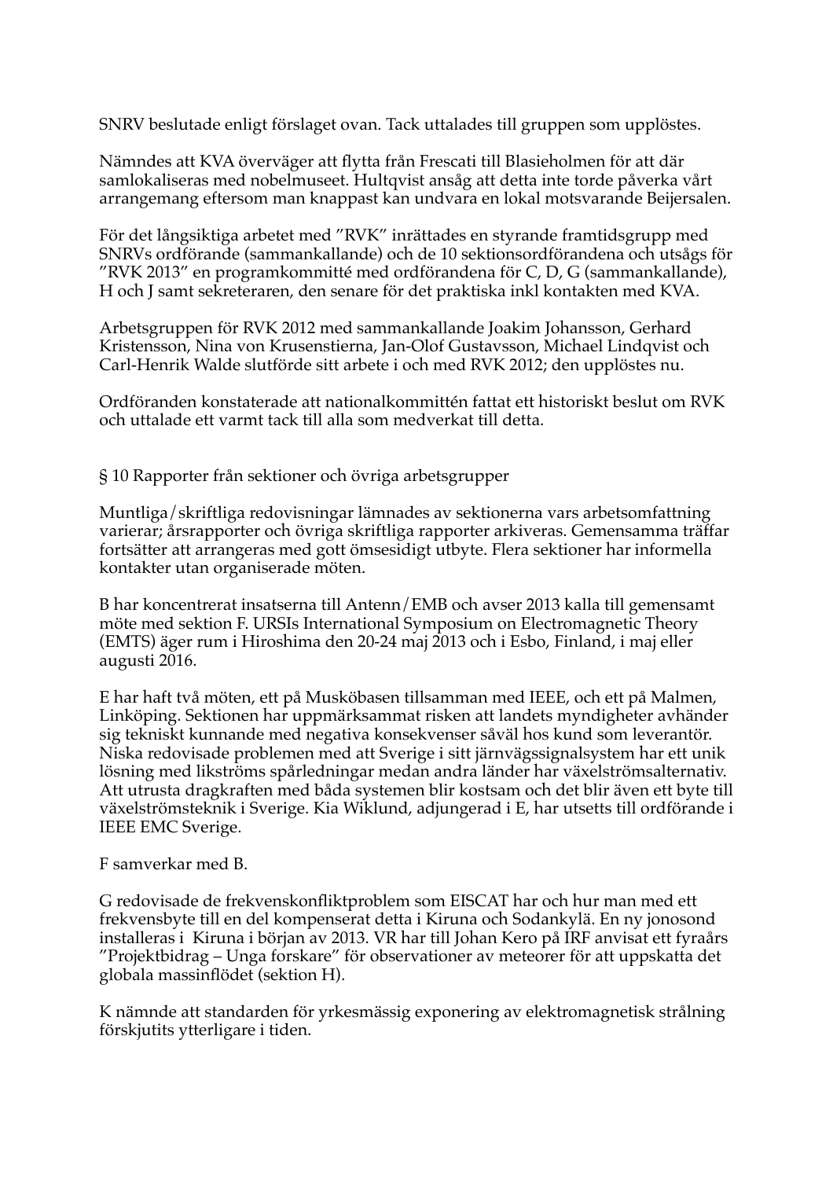SNRV beslutade enligt förslaget ovan. Tack uttalades till gruppen som upplöstes.

Nämndes att KVA överväger att flytta från Frescati till Blasieholmen för att där samlokaliseras med nobelmuseet. Hultqvist ansåg att detta inte torde påverka vårt arrangemang eftersom man knappast kan undvara en lokal motsvarande Beijersalen.

För det långsiktiga arbetet med ”RVK” inrättades en styrande framtidsgrupp med SNRVs ordförande (sammankallande) och de 10 sektionsordförandena och utsågs för ”RVK 2013” en programkommitté med ordförandena för C, D, G (sammankallande), H och J samt sekreteraren, den senare för det praktiska inkl kontakten med KVA.

Arbetsgruppen för RVK 2012 med sammankallande Joakim Johansson, Gerhard Kristensson, Nina von Krusenstierna, Jan-Olof Gustavsson, Michael Lindqvist och Carl-Henrik Walde slutförde sitt arbete i och med RVK 2012; den upplöstes nu.

Ordföranden konstaterade att nationalkommittén fattat ett historiskt beslut om RVK och uttalade ett varmt tack till alla som medverkat till detta.

§ 10 Rapporter från sektioner och övriga arbetsgrupper

Muntliga/skriftliga redovisningar lämnades av sektionerna vars arbetsomfattning varierar; årsrapporter och övriga skriftliga rapporter arkiveras. Gemensamma träffar fortsätter att arrangeras med gott ömsesidigt utbyte. Flera sektioner har informella kontakter utan organiserade möten.

B har koncentrerat insatserna till Antenn/EMB och avser 2013 kalla till gemensamt möte med sektion F. URSIs International Symposium on Electromagnetic Theory (EMTS) äger rum i Hiroshima den 20-24 maj 2013 och i Esbo, Finland, i maj eller augusti 2016.

E har haft två möten, ett på Musköbasen tillsamman med IEEE, och ett på Malmen, Linköping. Sektionen har uppmärksammat risken att landets myndigheter avhänder sig tekniskt kunnande med negativa konsekvenser såväl hos kund som leverantör. Niska redovisade problemen med att Sverige i sitt järnvägssignalsystem har ett unik lösning med likströms spårledningar medan andra länder har växelströmsalternativ. Att utrusta dragkraften med båda systemen blir kostsam och det blir även ett byte till växelströmsteknik i Sverige. Kia Wiklund, adjungerad i E, har utsetts till ordförande i IEEE EMC Sverige.

F samverkar med B.

G redovisade de frekvenskonfliktproblem som EISCAT har och hur man med ett frekvensbyte till en del kompenserat detta i Kiruna och Sodankylä. En ny jonosond installeras i Kiruna i början av 2013. VR har till Johan Kero på IRF anvisat ett fyraårs ”Projektbidrag – Unga forskare” för observationer av meteorer för att uppskatta det globala massinflödet (sektion H).

K nämnde att standarden för yrkesmässig exponering av elektromagnetisk strålning förskjutits ytterligare i tiden.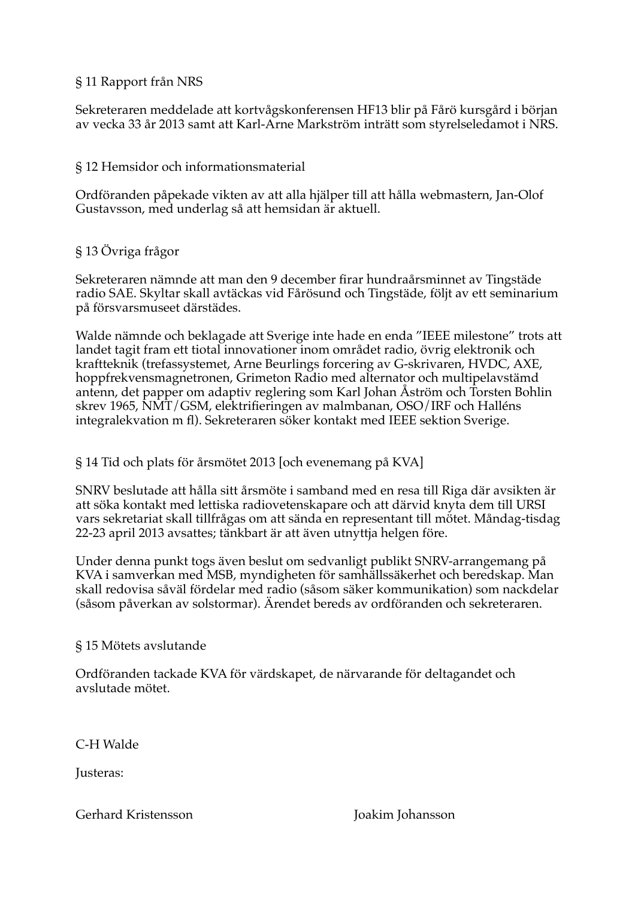## § 11 Rapport från NRS

Sekreteraren meddelade att kortvågskonferensen HF13 blir på Fårö kursgård i början av vecka 33 år 2013 samt att Karl-Arne Markström inträtt som styrelseledamot i NRS.

## § 12 Hemsidor och informationsmaterial

Ordföranden påpekade vikten av att alla hjälper till att hålla webmastern, Jan-Olof Gustavsson, med underlag så att hemsidan är aktuell.

## § 13 Övriga frågor

Sekreteraren nämnde att man den 9 december firar hundraårsminnet av Tingstäde radio SAE. Skyltar skall avtäckas vid Fårösund och Tingstäde, följt av ett seminarium på försvarsmuseet därstädes.

Walde nämnde och beklagade att Sverige inte hade en enda "IEEE milestone" trots att landet tagit fram ett tiotal innovationer inom området radio, övrig elektronik och kraftteknik (trefassystemet, Arne Beurlings forcering av G-skrivaren, HVDC, AXE, hoppfrekvensmagnetronen, Grimeton Radio med alternator och multipelavstämd antenn, det papper om adaptiv reglering som Karl Johan Åström och Torsten Bohlin skrev 1965, NMT/GSM, elektrifieringen av malmbanan, OSO/IRF och Halléns integralekvation m fl). Sekreteraren söker kontakt med IEEE sektion Sverige.

## § 14 Tid och plats för årsmötet 2013 [och evenemang på KVA]

SNRV beslutade att hålla sitt årsmöte i samband med en resa till Riga där avsikten är att söka kontakt med lettiska radiovetenskapare och att därvid knyta dem till URSI vars sekretariat skall tillfrågas om att sända en representant till mötet. Måndag-tisdag 22-23 april 2013 avsattes; tänkbart är att även utnyttja helgen före.

Under denna punkt togs även beslut om sedvanligt publikt SNRV-arrangemang på KVA i samverkan med MSB, myndigheten för samhällssäkerhet och beredskap. Man skall redovisa såväl fördelar med radio (såsom säker kommunikation) som nackdelar (såsom påverkan av solstormar). Ärendet bereds av ordföranden och sekreteraren.

## § 15 Mötets avslutande

Ordföranden tackade KVA för värdskapet, de närvarande för deltagandet och avslutade mötet.

C-H Walde

Justeras:

Gerhard Kristensson Joakim Johansson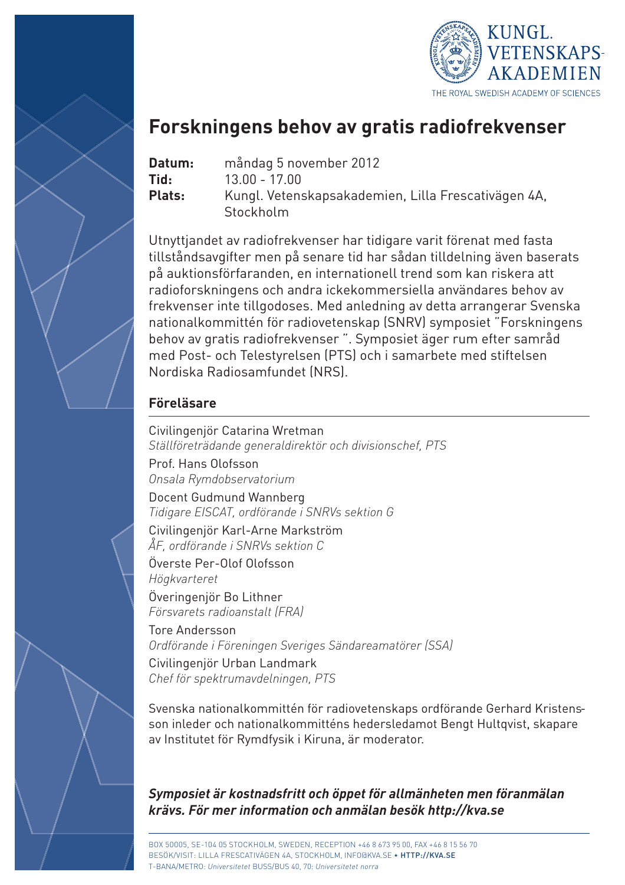KUNGL. VETENSKAPS-AKADEMIEN

THE ROYAL SWEDISH ACADEMY OF SCIENCES

# Forskningens behov av gratis radiofrekvenser

**Datum:** måndag 5 november 2012
**Tid:** 13.00 - 17.00
**Plats:** Kungl. Vetenskapsakademien, Lilla Frescativägen 4A, Stockholm

Utnyttjandet av radiofrekvenser har tidigare varit förenat med fasta tillståndsavgifter men på senare tid har sådan tilldelning även baserats på auktionsförfaranden, en internationell trend som kan riskera att radioforskningens och andra ickekommersiella användares behov av frekvenser inte tillgodoses. Med anledning av detta arrangerar Svenska nationalkommittén för radiovetenskap (SNRV) symposiet "Forskningens behov av gratis radiofrekvenser ". Symposiet äger rum efter samråd med Post- och Telestyrelsen (PTS) och i samarbete med stiftelsen Nordiska Radiosamfundet (NRS).

## Föreläsare

Civilingenjör Catarina Wretman
*Ställföreträdande generaldirektör och divisionschef, PTS*

Prof. Hans Olofsson
*Onsala Rymdobservatorium*

Docent Gudmund Wannberg
*Tidigare EISCAT, ordförande i SNRVs sektion G*

Civilingenjör Karl-Arne Markström
*ÅF, ordförande i SNRVs sektion C*

Överste Per-Olof Olofsson
*Högkvarteret*

Överingenjör Bo Lithner
*Försvarets radioanstalt (FRA)*

Tore Andersson
*Ordförande i Föreningen Sveriges Sändareamatörer (SSA)*

Civilingenjör Urban Landmark
*Chef för spektrumavdelningen, PTS*

Svenska nationalkommittén för radiovetenskaps ordförande Gerhard Kristensson inleder och nationalkommitténs hedersledamot Bengt Hultqvist, skapare av Institutet för Rymdfysik i Kiruna, är moderator.

***Symposiet är kostnadsfritt och öppet för allmänheten men föranmälan krävs. För mer information och anmälan besök http://kva.se***

BOX 50005, SE-104 05 STOCKHOLM, SWEDEN, RECEPTION +46 8 673 95 00, FAX +46 8 15 56 70
BESÖK/VISIT: LILLA FRESCATIVÄGEN 4A, STOCKHOLM, INFO@KVA.SE • HTTP://KVA.SE
T-BANA/METRO: *Universitetet* BUSS/BUS 40, 70: *Universitetet norra*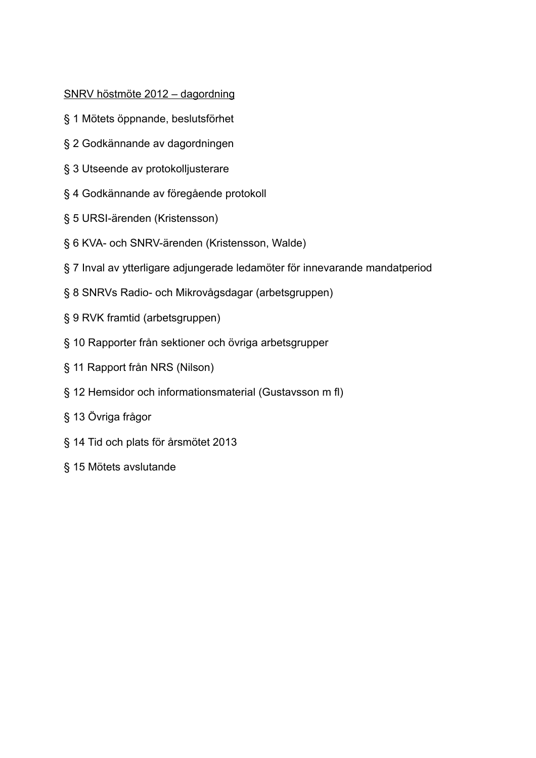<u>SNRV höstmöte 2012 – dagordning</u>

§ 1 Mötets öppnande, beslutsförhet

§ 2 Godkännande av dagordningen

§ 3 Utseende av protokolljusterare

§ 4 Godkännande av föregående protokoll

§ 5 URSI-ärenden (Kristensson)

§ 6 KVA- och SNRV-ärenden (Kristensson, Walde)

§ 7 Inval av ytterligare adjungerade ledamöter för innevarande mandatperiod

§ 8 SNRVs Radio- och Mikrovågsdagar (arbetsgruppen)

§ 9 RVK framtid (arbetsgruppen)

§ 10 Rapporter från sektioner och övriga arbetsgrupper

§ 11 Rapport från NRS (Nilson)

§ 12 Hemsidor och informationsmaterial (Gustavsson m fl)

§ 13 Övriga frågor

§ 14 Tid och plats för årsmötet 2013

§ 15 Mötets avslutande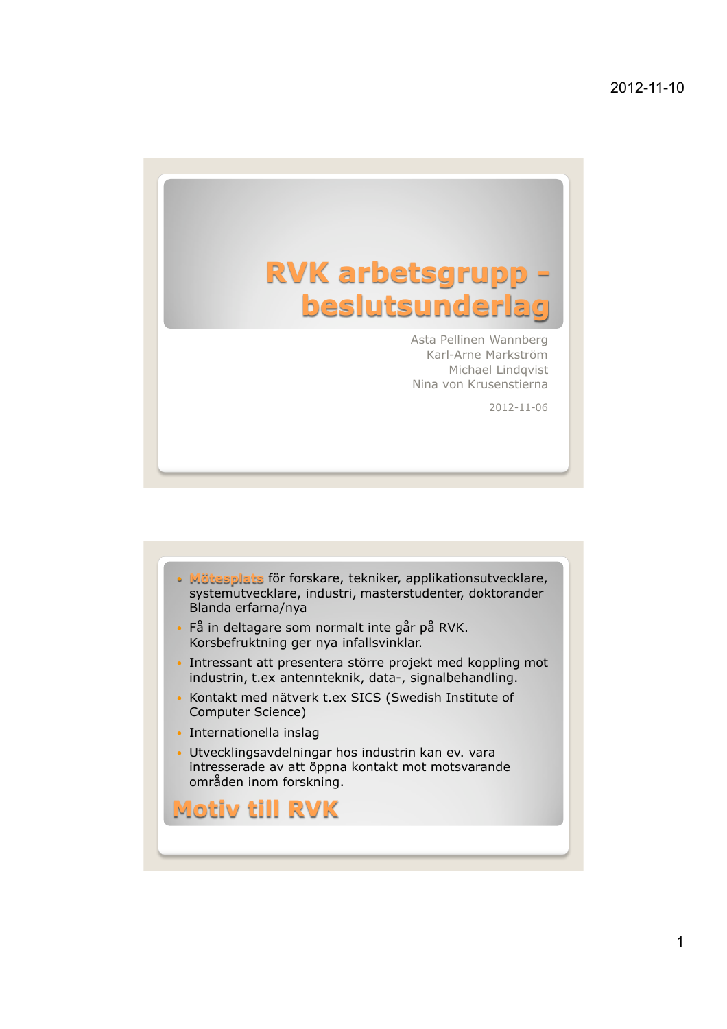# RVK arbetsgrupp - beslutsunderlag

Asta Pellinen Wannberg
Karl-Arne Markström
Michael Lindqvist
Nina von Krusenstierna

2012-11-06

## Motiv till RVK

- **Mötesplats** för forskare, tekniker, applikationsutvecklare, systemutvecklare, industri, masterstudenter, doktorander Blanda erfarna/nya
- Få in deltagare som normalt inte går på RVK. Korsbefruktning ger nya infallsvinklar.
- Intressant att presentera större projekt med koppling mot industrin, t.ex antennteknik, data-, signalbehandling.
- Kontakt med nätverk t.ex SICS (Swedish Institute of Computer Science)
- Internationella inslag
- Utvecklingsavdelningar hos industrin kan ev. vara intresserade av att öppna kontakt mot motsvarande områden inom forskning.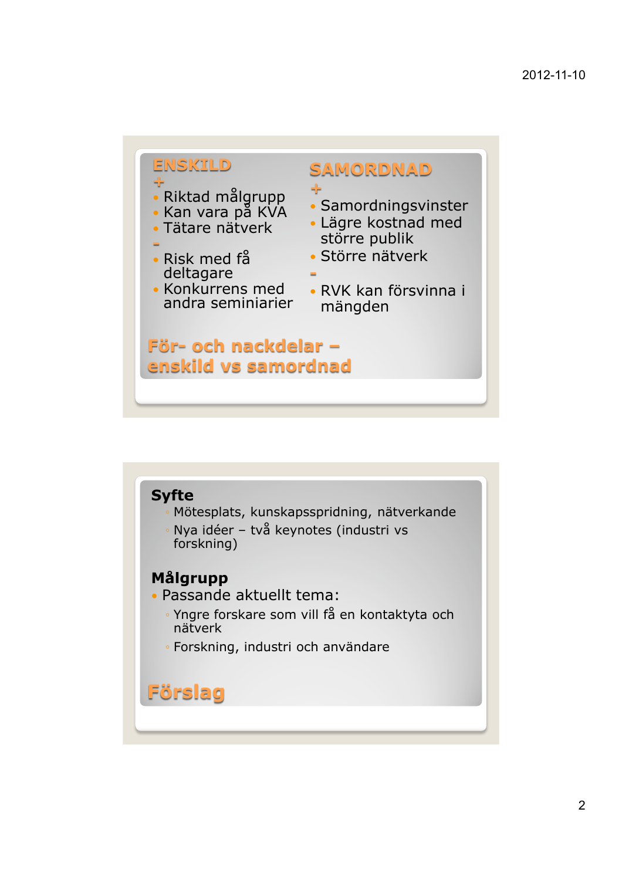## För- och nackdelar – enskild vs samordnad

### ENSKILD

+

- Riktad målgrupp
- Kan vara på KVA
- Tätare nätverk

-

- Risk med få deltagare
- Konkurrens med andra seminiarier

### SAMORDNAD

+

- Samordningsvinster
- Lägre kostnad med större publik
- Större nätverk

-

- RVK kan försvinna i mängden

## Förslag

**Syfte**

- Mötesplats, kunskapsspridning, nätverkande
- Nya idéer – två keynotes (industri vs forskning)

**Målgrupp**

- Passande aktuellt tema:
  - Yngre forskare som vill få en kontaktyta och nätverk
  - Forskning, industri och användare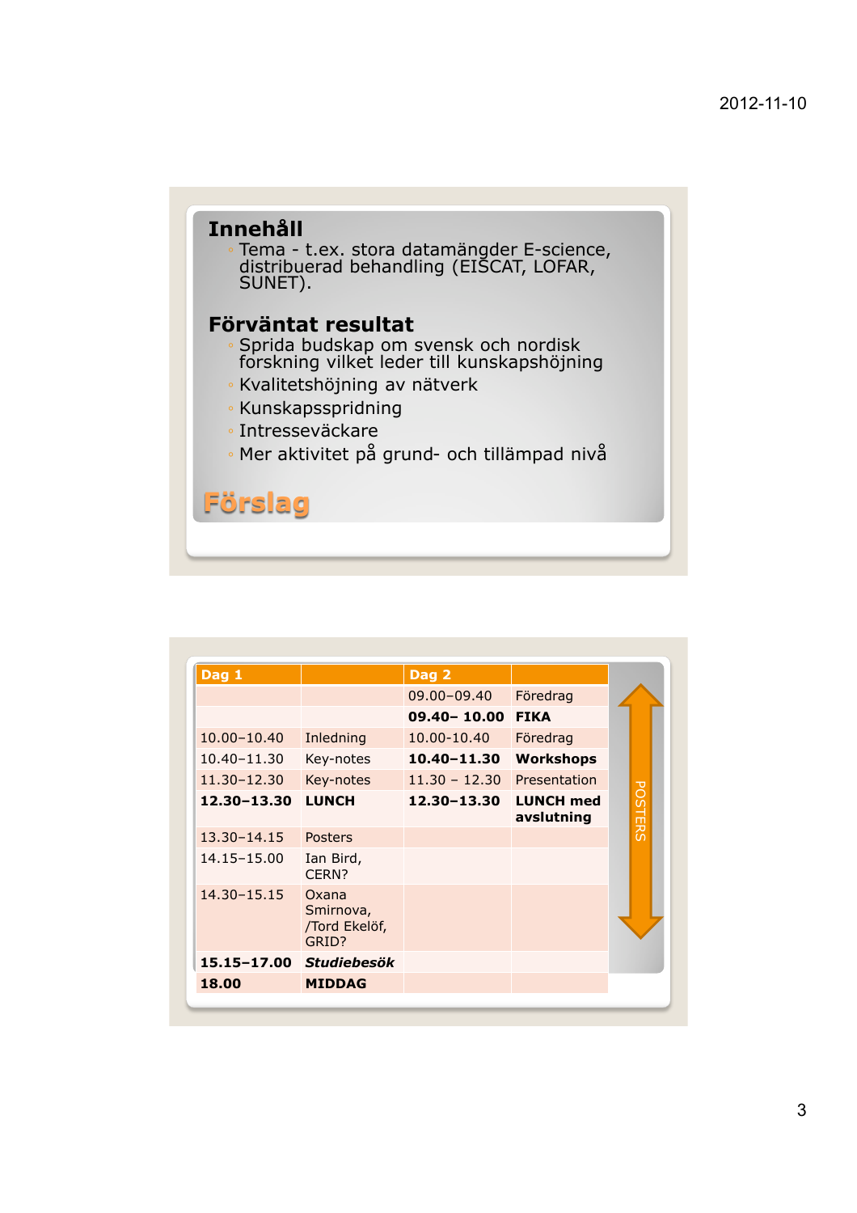## Innehåll

- Tema - t.ex. stora datamängder E-science, distribuerad behandling (EISCAT, LOFAR, SUNET).

## Förväntat resultat

- Sprida budskap om svensk och nordisk forskning vilket leder till kunskapshöjning
- Kvalitetshöjning av nätverk
- Kunskapsspridning
- Intresseväckare
- Mer aktivitet på grund- och tillämpad nivå

## Förslag

| Dag 1 | | Dag 2 | |
|---|---|---|---|
| | | 09.00–09.40 | Föredrag |
| | | **09.40– 10.00** | **FIKA** |
| 10.00–10.40 | Inledning | 10.00-10.40 | Föredrag |
| 10.40–11.30 | Key-notes | **10.40–11.30** | **Workshops** |
| 11.30–12.30 | Key-notes | 11.30 – 12.30 | Presentation |
| **12.30–13.30** | **LUNCH** | **12.30–13.30** | **LUNCH med avslutning** |
| 13.30–14.15 | Posters | | |
| 14.15–15.00 | Ian Bird, CERN? | | |
| 14.30–15.15 | Oxana Smirnova, /Tord Ekelöf, GRID? | | |
| **15.15–17.00** | ***Studiebesök*** | | |
| **18.00** | **MIDDAG** | | |

POSTERS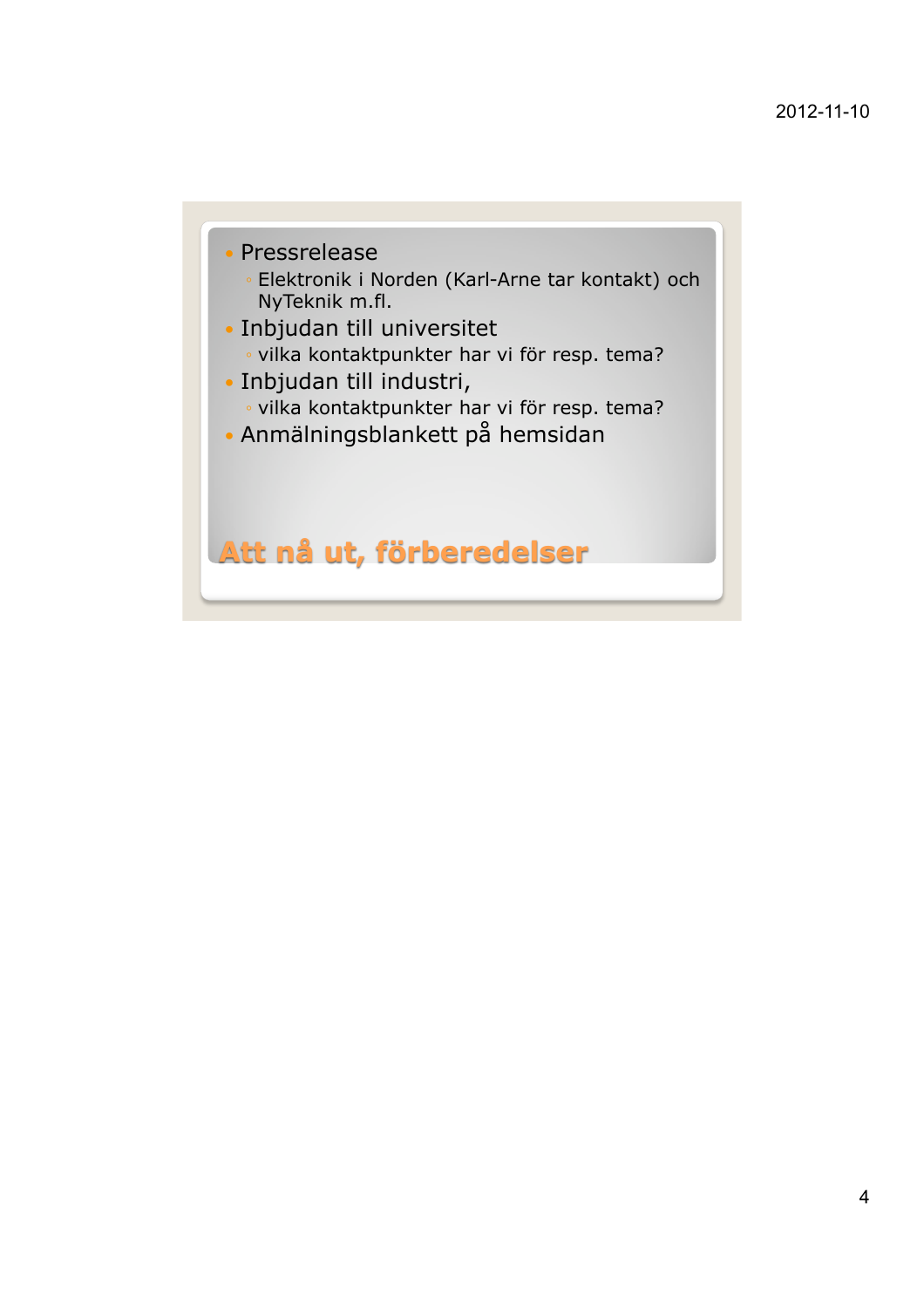## Att nå ut, förberedelser

- Pressrelease
  - Elektronik i Norden (Karl-Arne tar kontakt) och NyTeknik m.fl.
- Inbjudan till universitet
  - vilka kontaktpunkter har vi för resp. tema?
- Inbjudan till industri,
  - vilka kontaktpunkter har vi för resp. tema?
- Anmälningsblankett på hemsidan